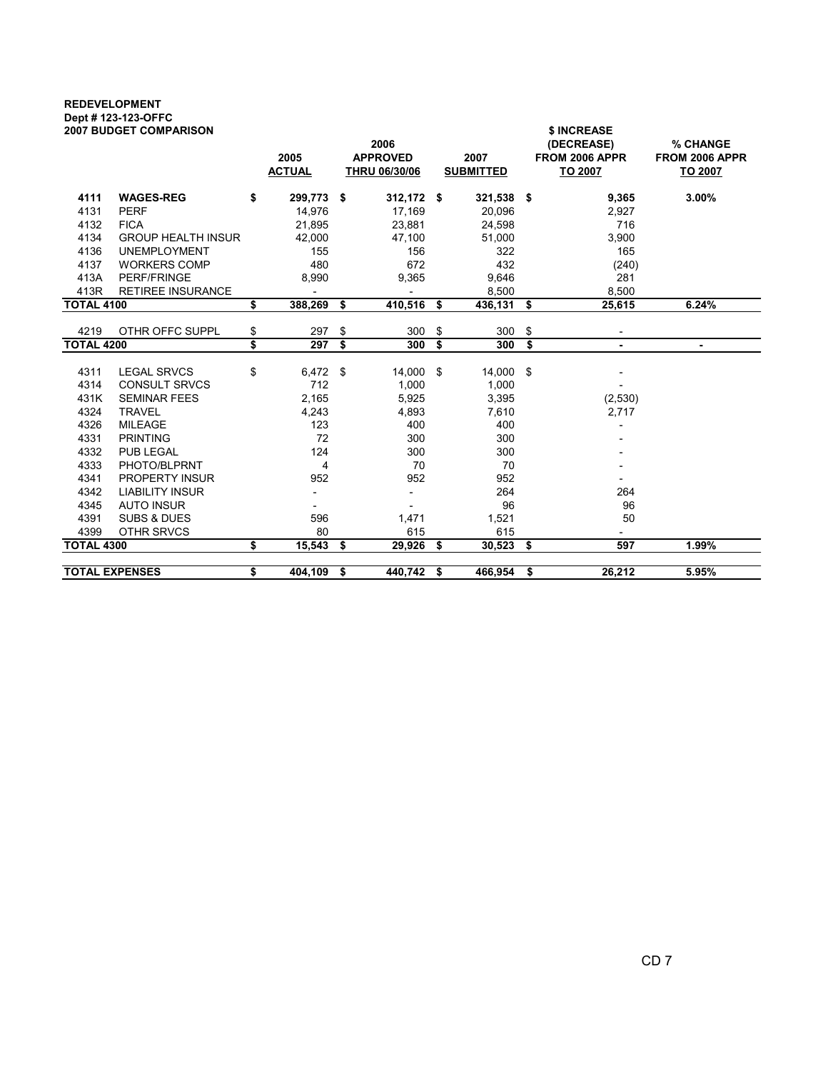**REDEVELOPMENT**
**Dept # 123-123-OFFC**
**2007 BUDGET COMPARISON**

| | | 2005 ACTUAL | 2006 APPROVED THRU 06/30/06 | 2007 SUBMITTED | $ INCREASE (DECREASE) FROM 2006 APPR TO 2007 | % CHANGE FROM 2006 APPR TO 2007 |
|---|---|---|---|---|---|---|
| **4111** | **WAGES-REG** | **$ 299,773** | **$ 312,172** | **$ 321,538** | **$ 9,365** | **3.00%** |
| 4131 | PERF | 14,976 | 17,169 | 20,096 | 2,927 | |
| 4132 | FICA | 21,895 | 23,881 | 24,598 | 716 | |
| 4134 | GROUP HEALTH INSUR | 42,000 | 47,100 | 51,000 | 3,900 | |
| 4136 | UNEMPLOYMENT | 155 | 156 | 322 | 165 | |
| 4137 | WORKERS COMP | 480 | 672 | 432 | (240) | |
| 413A | PERF/FRINGE | 8,990 | 9,365 | 9,646 | 281 | |
| 413R | RETIREE INSURANCE | - | - | 8,500 | 8,500 | |
| **TOTAL 4100** | | **$ 388,269** | **$ 410,516** | **$ 436,131** | **$ 25,615** | **6.24%** |
| 4219 | OTHR OFFC SUPPL | $ 297 | $ 300 | $ 300 | $ - | |
| **TOTAL 4200** | | **$ 297** | **$ 300** | **$ 300** | **$ -** | **-** |
| 4311 | LEGAL SRVCS | $ 6,472 | $ 14,000 | $ 14,000 | $ - | |
| 4314 | CONSULT SRVCS | 712 | 1,000 | 1,000 | - | |
| 431K | SEMINAR FEES | 2,165 | 5,925 | 3,395 | (2,530) | |
| 4324 | TRAVEL | 4,243 | 4,893 | 7,610 | 2,717 | |
| 4326 | MILEAGE | 123 | 400 | 400 | - | |
| 4331 | PRINTING | 72 | 300 | 300 | - | |
| 4332 | PUB LEGAL | 124 | 300 | 300 | - | |
| 4333 | PHOTO/BLPRNT | 4 | 70 | 70 | - | |
| 4341 | PROPERTY INSUR | 952 | 952 | 952 | - | |
| 4342 | LIABILITY INSUR | - | - | 264 | 264 | |
| 4345 | AUTO INSUR | - | - | 96 | 96 | |
| 4391 | SUBS & DUES | 596 | 1,471 | 1,521 | 50 | |
| 4399 | OTHR SRVCS | 80 | 615 | 615 | - | |
| **TOTAL 4300** | | **$ 15,543** | **$ 29,926** | **$ 30,523** | **$ 597** | **1.99%** |
| **TOTAL EXPENSES** | | **$ 404,109** | **$ 440,742** | **$ 466,954** | **$ 26,212** | **5.95%** |

CD 7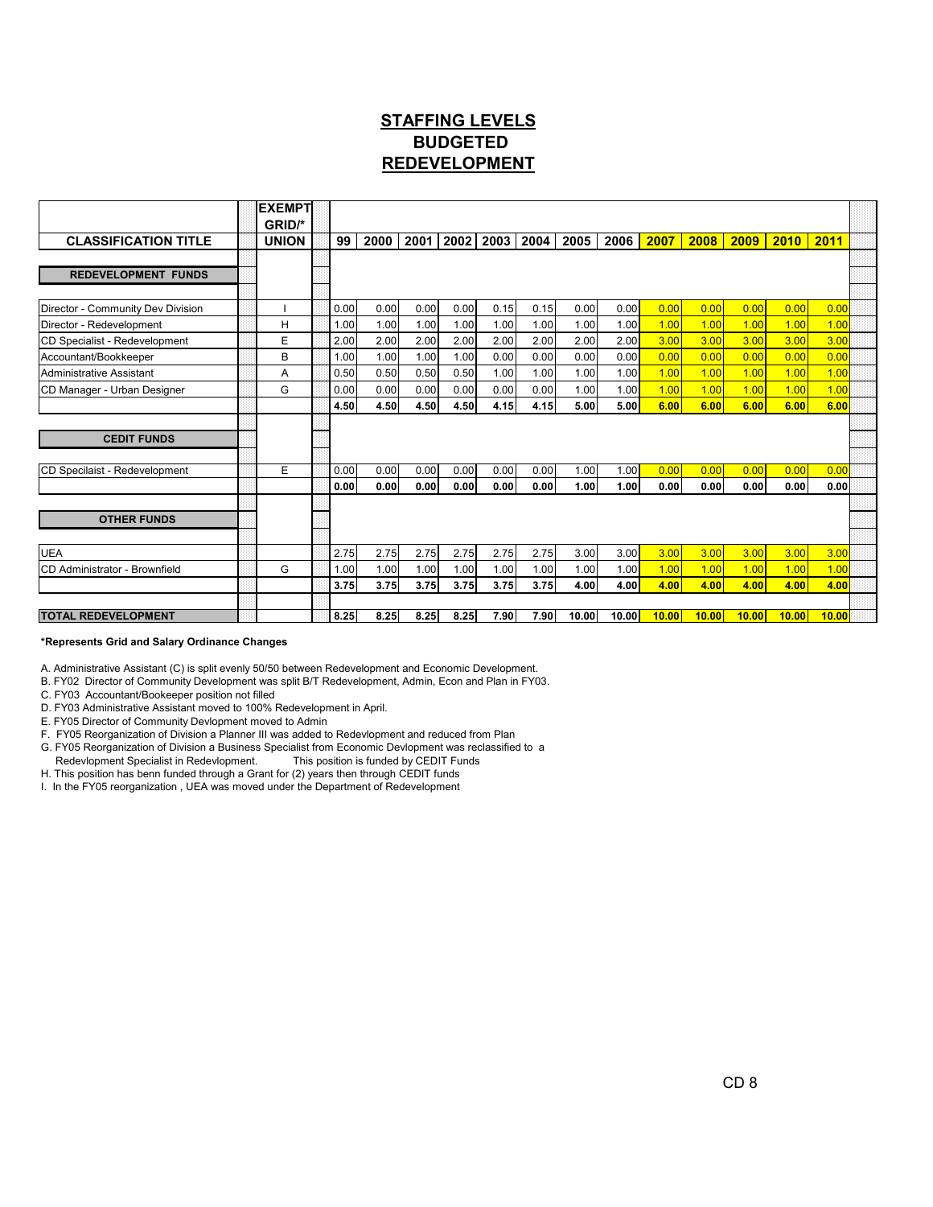# STAFFING LEVELS
## BUDGETED
## REDEVELOPMENT

| CLASSIFICATION TITLE | EXEMPT GRID/* UNION | 99 | 2000 | 2001 | 2002 | 2003 | 2004 | 2005 | 2006 | 2007 | 2008 | 2009 | 2010 | 2011 |
|---|---|---|---|---|---|---|---|---|---|---|---|---|---|---|
| **REDEVELOPMENT FUNDS** | | | | | | | | | | | | | | |
| Director - Community Dev Division | I | 0.00 | 0.00 | 0.00 | 0.00 | 0.15 | 0.15 | 0.00 | 0.00 | 0.00 | 0.00 | 0.00 | 0.00 | 0.00 |
| Director - Redevelopment | H | 1.00 | 1.00 | 1.00 | 1.00 | 1.00 | 1.00 | 1.00 | 1.00 | 1.00 | 1.00 | 1.00 | 1.00 | 1.00 |
| CD Specialist - Redevelopment | E | 2.00 | 2.00 | 2.00 | 2.00 | 2.00 | 2.00 | 2.00 | 2.00 | 3.00 | 3.00 | 3.00 | 3.00 | 3.00 |
| Accountant/Bookkeeper | B | 1.00 | 1.00 | 1.00 | 1.00 | 0.00 | 0.00 | 0.00 | 0.00 | 0.00 | 0.00 | 0.00 | 0.00 | 0.00 |
| Administrative Assistant | A | 0.50 | 0.50 | 0.50 | 0.50 | 1.00 | 1.00 | 1.00 | 1.00 | 1.00 | 1.00 | 1.00 | 1.00 | 1.00 |
| CD Manager - Urban Designer | G | 0.00 | 0.00 | 0.00 | 0.00 | 0.00 | 0.00 | 1.00 | 1.00 | 1.00 | 1.00 | 1.00 | 1.00 | 1.00 |
| | | **4.50** | **4.50** | **4.50** | **4.50** | **4.15** | **4.15** | **5.00** | **5.00** | **6.00** | **6.00** | **6.00** | **6.00** | **6.00** |
| **CEDIT FUNDS** | | | | | | | | | | | | | | |
| CD Specilaist - Redevelopment | E | 0.00 | 0.00 | 0.00 | 0.00 | 0.00 | 0.00 | 1.00 | 1.00 | 0.00 | 0.00 | 0.00 | 0.00 | 0.00 |
| | | **0.00** | **0.00** | **0.00** | **0.00** | **0.00** | **0.00** | **1.00** | **1.00** | **0.00** | **0.00** | **0.00** | **0.00** | **0.00** |
| **OTHER FUNDS** | | | | | | | | | | | | | | |
| UEA | | 2.75 | 2.75 | 2.75 | 2.75 | 2.75 | 2.75 | 3.00 | 3.00 | 3.00 | 3.00 | 3.00 | 3.00 | 3.00 |
| CD Administrator - Brownfield | G | 1.00 | 1.00 | 1.00 | 1.00 | 1.00 | 1.00 | 1.00 | 1.00 | 1.00 | 1.00 | 1.00 | 1.00 | 1.00 |
| | | **3.75** | **3.75** | **3.75** | **3.75** | **3.75** | **3.75** | **4.00** | **4.00** | **4.00** | **4.00** | **4.00** | **4.00** | **4.00** |
| **TOTAL REDEVELOPMENT** | | **8.25** | **8.25** | **8.25** | **8.25** | **7.90** | **7.90** | **10.00** | **10.00** | **10.00** | **10.00** | **10.00** | **10.00** | **10.00** |

**\*Represents Grid and Salary Ordinance Changes**

A. Administrative Assistant (C) is split evenly 50/50 between Redevelopment and Economic Development.  
B. FY02 Director of Community Development was split B/T Redevelopment, Admin, Econ and Plan in FY03.  
C. FY03 Accountant/Bookeeper position not filled  
D. FY03 Administrative Assistant moved to 100% Redevelopment in April.  
E. FY05 Director of Community Devlopment moved to Admin  
F. FY05 Reorganization of Division a Planner III was added to Redevlopment and reduced from Plan  
G. FY05 Reorganization of Division a Business Specialist from Economic Devlopment was reclassified to a Redevlopment Specialist in Redevlopment. This position is funded by CEDIT Funds  
H. This position has benn funded through a Grant for (2) years then through CEDIT funds  
I. In the FY05 reorganization , UEA was moved under the Department of Redevelopment